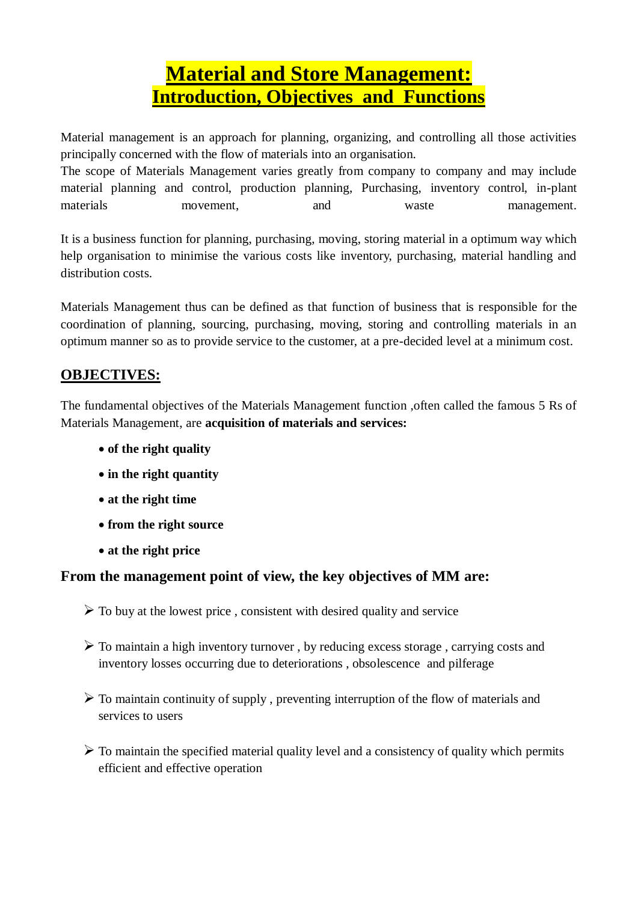# Material and Store Management: Introduction, Objectives and Functions

Material management is an approach for planning, organizing, and controlling all those activities principally concerned with the flow of materials into an organisation.
The scope of Materials Management varies greatly from company to company and may include material planning and control, production planning, Purchasing, inventory control, in-plant materials movement, and waste management.

It is a business function for planning, purchasing, moving, storing material in a optimum way which help organisation to minimise the various costs like inventory, purchasing, material handling and distribution costs.

Materials Management thus can be defined as that function of business that is responsible for the coordination of planning, sourcing, purchasing, moving, storing and controlling materials in an optimum manner so as to provide service to the customer, at a pre-decided level at a minimum cost.

## OBJECTIVES:

The fundamental objectives of the Materials Management function ,often called the famous 5 Rs of Materials Management, are **acquisition of materials and services:**

- **of the right quality**
- **in the right quantity**
- **at the right time**
- **from the right source**
- **at the right price**

### From the management point of view, the key objectives of MM are:

- To buy at the lowest price , consistent with desired quality and service
- To maintain a high inventory turnover , by reducing excess storage , carrying costs and inventory losses occurring due to deteriorations , obsolescence and pilferage
- To maintain continuity of supply , preventing interruption of the flow of materials and services to users
- To maintain the specified material quality level and a consistency of quality which permits efficient and effective operation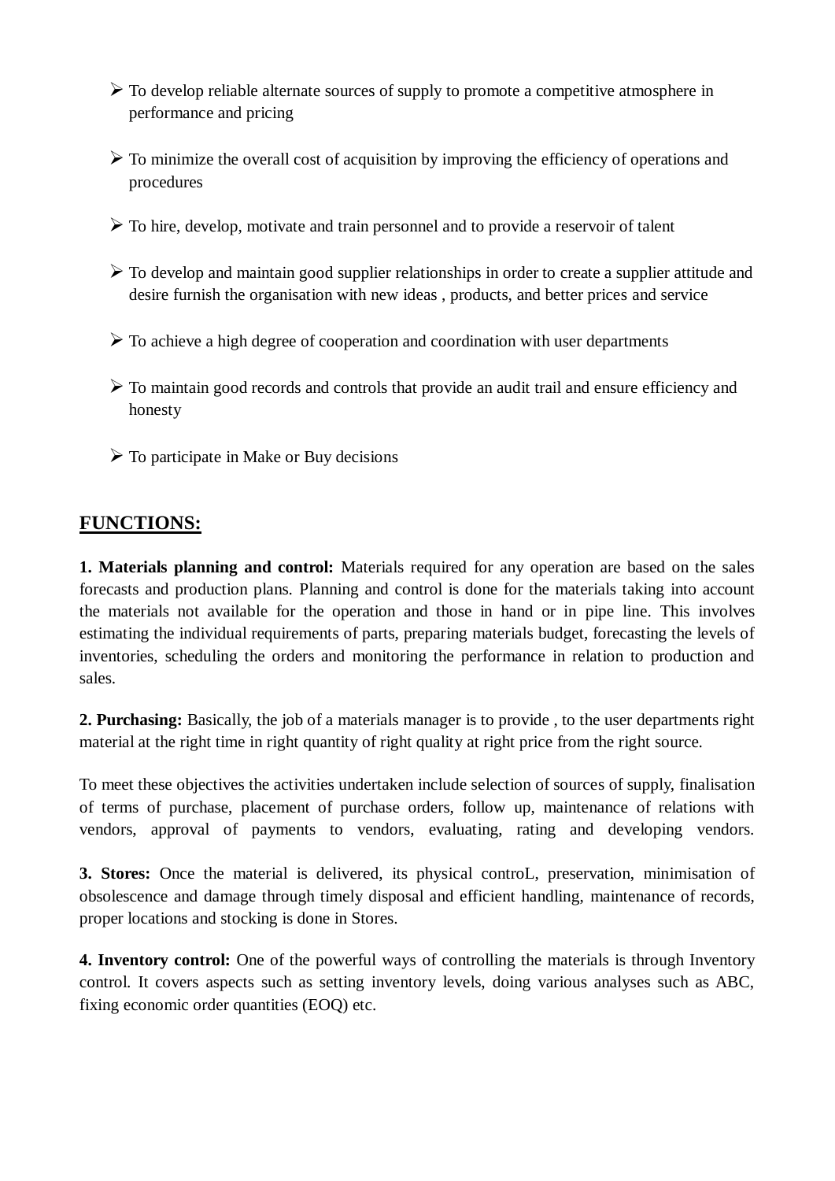- To develop reliable alternate sources of supply to promote a competitive atmosphere in performance and pricing

- To minimize the overall cost of acquisition by improving the efficiency of operations and procedures

- To hire, develop, motivate and train personnel and to provide a reservoir of talent

- To develop and maintain good supplier relationships in order to create a supplier attitude and desire furnish the organisation with new ideas , products, and better prices and service

- To achieve a high degree of cooperation and coordination with user departments

- To maintain good records and controls that provide an audit trail and ensure efficiency and honesty

- To participate in Make or Buy decisions

## <u>FUNCTIONS:</u>

**1. Materials planning and control:** Materials required for any operation are based on the sales forecasts and production plans. Planning and control is done for the materials taking into account the materials not available for the operation and those in hand or in pipe line. This involves estimating the individual requirements of parts, preparing materials budget, forecasting the levels of inventories, scheduling the orders and monitoring the performance in relation to production and sales.

**2. Purchasing:** Basically, the job of a materials manager is to provide , to the user departments right material at the right time in right quantity of right quality at right price from the right source.

To meet these objectives the activities undertaken include selection of sources of supply, finalisation of terms of purchase, placement of purchase orders, follow up, maintenance of relations with vendors, approval of payments to vendors, evaluating, rating and developing vendors.

**3. Stores:** Once the material is delivered, its physical controL, preservation, minimisation of obsolescence and damage through timely disposal and efficient handling, maintenance of records, proper locations and stocking is done in Stores.

**4. Inventory control:** One of the powerful ways of controlling the materials is through Inventory control. It covers aspects such as setting inventory levels, doing various analyses such as ABC, fixing economic order quantities (EOQ) etc.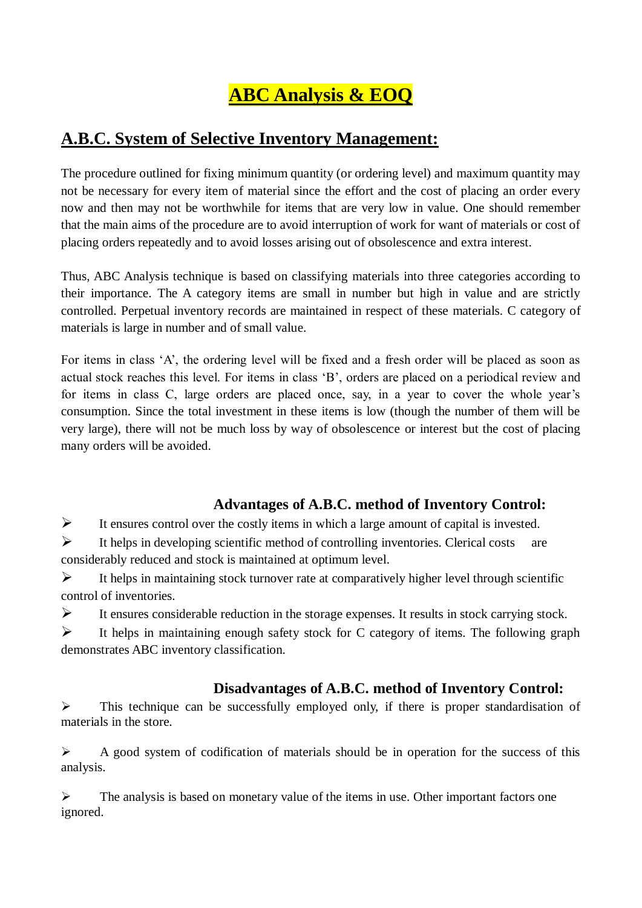# ABC Analysis & EOQ

## A.B.C. System of Selective Inventory Management:

The procedure outlined for fixing minimum quantity (or ordering level) and maximum quantity may not be necessary for every item of material since the effort and the cost of placing an order every now and then may not be worthwhile for items that are very low in value. One should remember that the main aims of the procedure are to avoid interruption of work for want of materials or cost of placing orders repeatedly and to avoid losses arising out of obsolescence and extra interest.

Thus, ABC Analysis technique is based on classifying materials into three categories according to their importance. The A category items are small in number but high in value and are strictly controlled. Perpetual inventory records are maintained in respect of these materials. C category of materials is large in number and of small value.

For items in class 'A', the ordering level will be fixed and a fresh order will be placed as soon as actual stock reaches this level. For items in class 'B', orders are placed on a periodical review and for items in class C, large orders are placed once, say, in a year to cover the whole year's consumption. Since the total investment in these items is low (though the number of them will be very large), there will not be much loss by way of obsolescence or interest but the cost of placing many orders will be avoided.

### Advantages of A.B.C. method of Inventory Control:

- It ensures control over the costly items in which a large amount of capital is invested.
- It helps in developing scientific method of controlling inventories. Clerical costs are considerably reduced and stock is maintained at optimum level.
- It helps in maintaining stock turnover rate at comparatively higher level through scientific control of inventories.
- It ensures considerable reduction in the storage expenses. It results in stock carrying stock.
- It helps in maintaining enough safety stock for C category of items. The following graph demonstrates ABC inventory classification.

### Disadvantages of A.B.C. method of Inventory Control:

- This technique can be successfully employed only, if there is proper standardisation of materials in the store.
- A good system of codification of materials should be in operation for the success of this analysis.
- The analysis is based on monetary value of the items in use. Other important factors one ignored.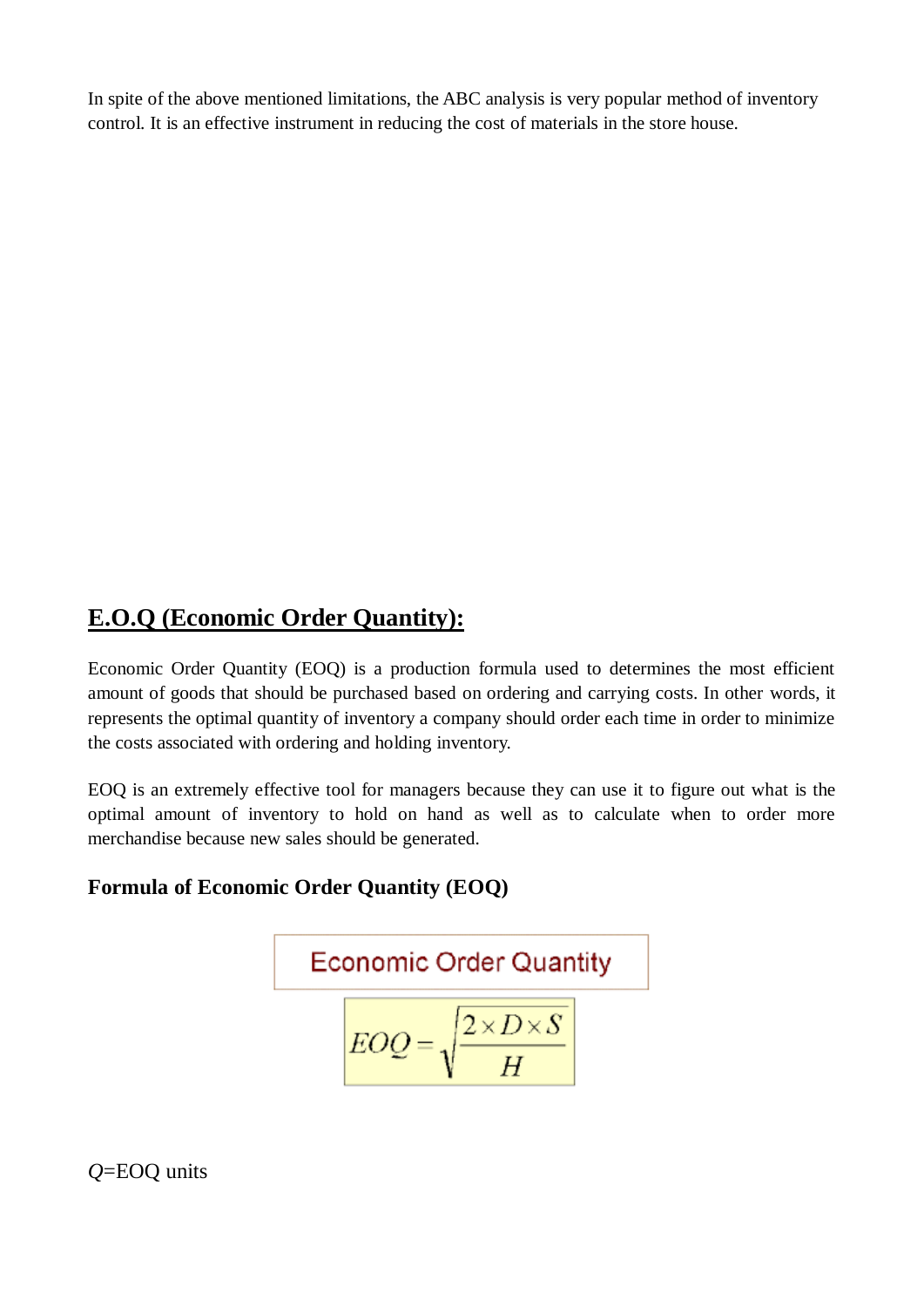In spite of the above mentioned limitations, the ABC analysis is very popular method of inventory control. It is an effective instrument in reducing the cost of materials in the store house.

## E.O.Q (Economic Order Quantity):

Economic Order Quantity (EOQ) is a production formula used to determines the most efficient amount of goods that should be purchased based on ordering and carrying costs. In other words, it represents the optimal quantity of inventory a company should order each time in order to minimize the costs associated with ordering and holding inventory.

EOQ is an extremely effective tool for managers because they can use it to figure out what is the optimal amount of inventory to hold on hand as well as to calculate when to order more merchandise because new sales should be generated.

### Formula of Economic Order Quantity (EOQ)

Economic Order Quantity

$$EOQ = \sqrt{\frac{2 \times D \times S}{H}}$$

$Q$=EOQ units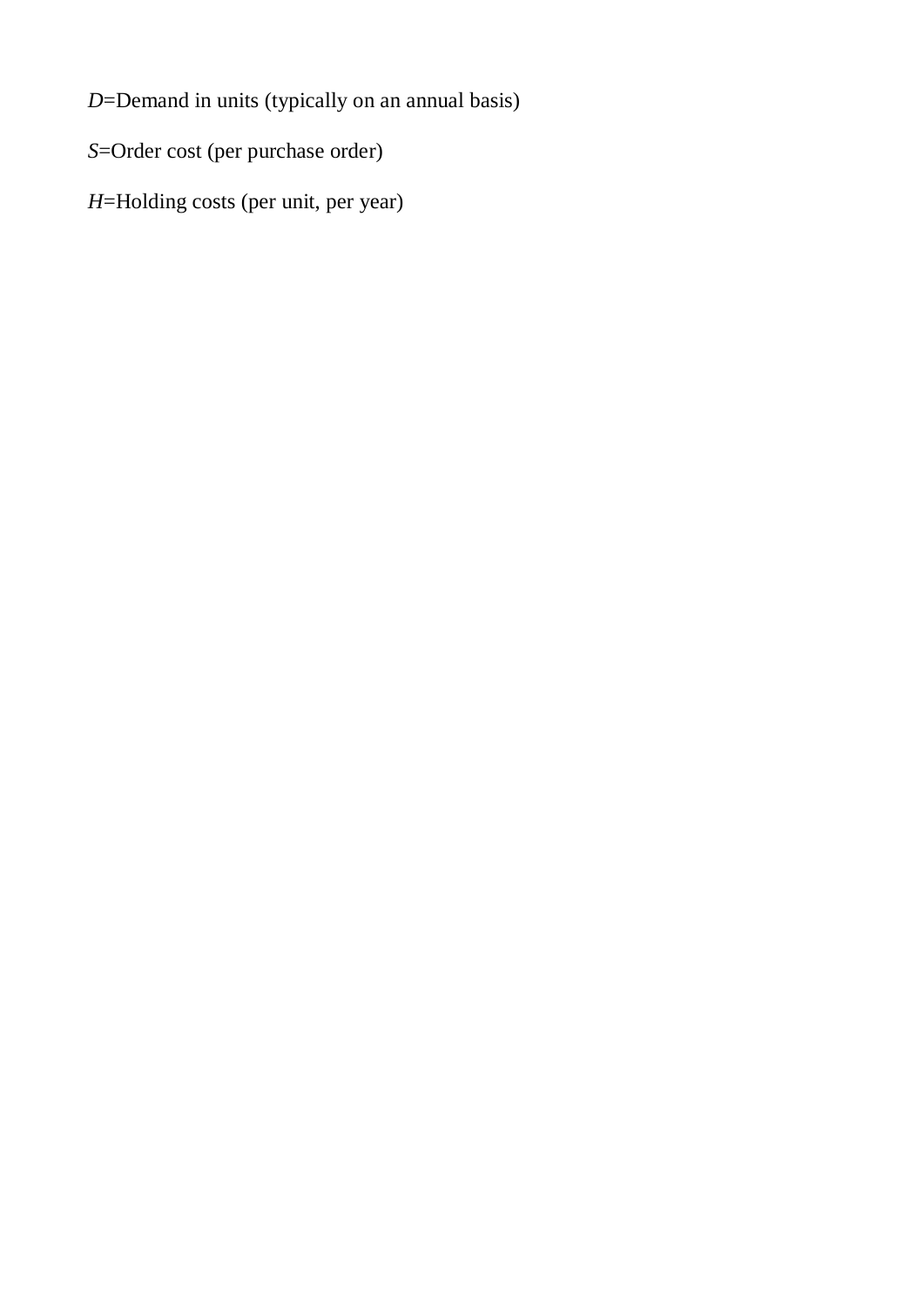$D$=Demand in units (typically on an annual basis)

$S$=Order cost (per purchase order)

$H$=Holding costs (per unit, per year)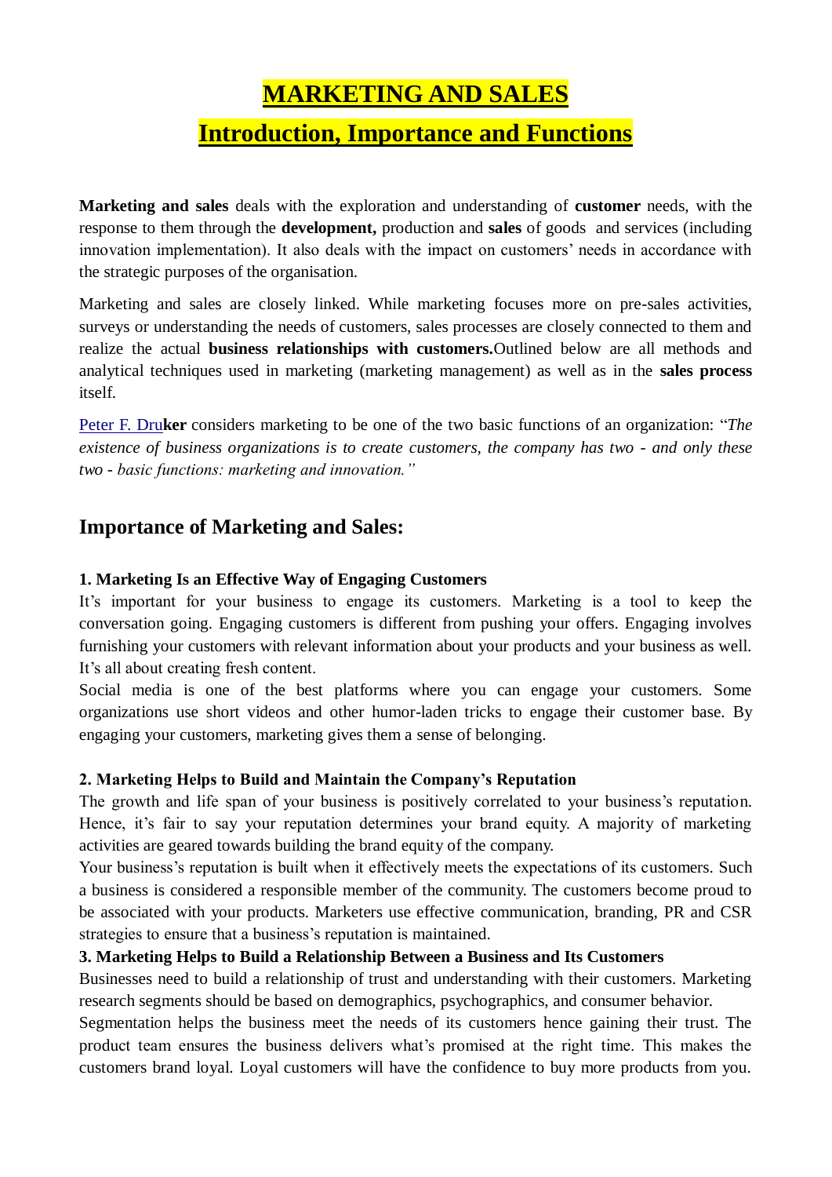# MARKETING AND SALES

## Introduction, Importance and Functions

**Marketing and sales** deals with the exploration and understanding of **customer** needs, with the response to them through the **development,** production and **sales** of goods and services (including innovation implementation). It also deals with the impact on customers' needs in accordance with the strategic purposes of the organisation.

Marketing and sales are closely linked. While marketing focuses more on pre-sales activities, surveys or understanding the needs of customers, sales processes are closely connected to them and realize the actual **business relationships with customers.**Outlined below are all methods and analytical techniques used in marketing (marketing management) as well as in the **sales process** itself.

Peter F. Dru**ker** considers marketing to be one of the two basic functions of an organization: "*The existence of business organizations is to create customers, the company has two - and only these two - basic functions: marketing and innovation.*"

## Importance of Marketing and Sales:

**1. Marketing Is an Effective Way of Engaging Customers**

It's important for your business to engage its customers. Marketing is a tool to keep the conversation going. Engaging customers is different from pushing your offers. Engaging involves furnishing your customers with relevant information about your products and your business as well. It's all about creating fresh content.

Social media is one of the best platforms where you can engage your customers. Some organizations use short videos and other humor-laden tricks to engage their customer base. By engaging your customers, marketing gives them a sense of belonging.

**2. Marketing Helps to Build and Maintain the Company's Reputation**

The growth and life span of your business is positively correlated to your business's reputation. Hence, it's fair to say your reputation determines your brand equity. A majority of marketing activities are geared towards building the brand equity of the company.

Your business's reputation is built when it effectively meets the expectations of its customers. Such a business is considered a responsible member of the community. The customers become proud to be associated with your products. Marketers use effective communication, branding, PR and CSR strategies to ensure that a business's reputation is maintained.

**3. Marketing Helps to Build a Relationship Between a Business and Its Customers**

Businesses need to build a relationship of trust and understanding with their customers. Marketing research segments should be based on demographics, psychographics, and consumer behavior.

Segmentation helps the business meet the needs of its customers hence gaining their trust. The product team ensures the business delivers what's promised at the right time. This makes the customers brand loyal. Loyal customers will have the confidence to buy more products from you.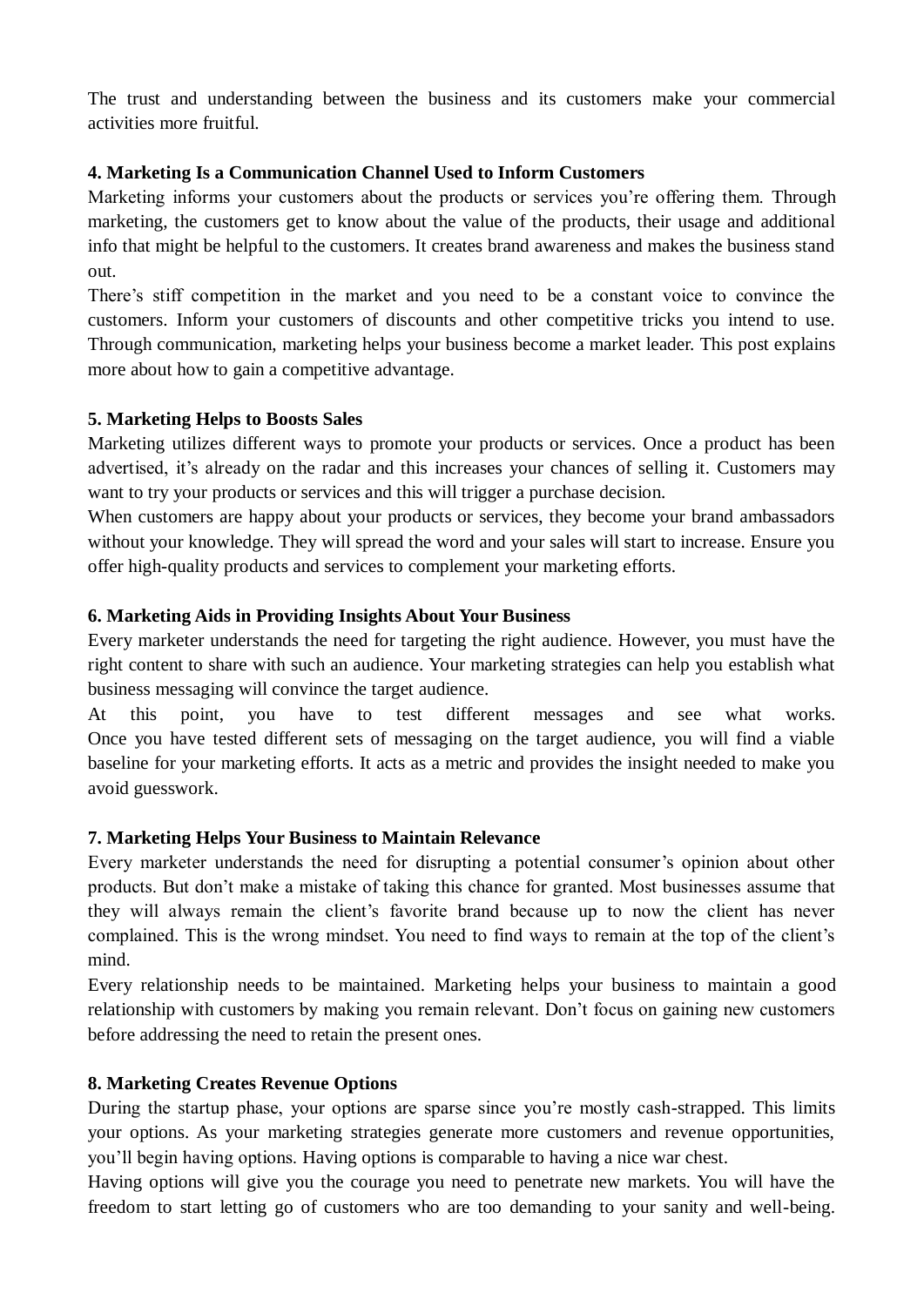The trust and understanding between the business and its customers make your commercial activities more fruitful.

**4. Marketing Is a Communication Channel Used to Inform Customers**

Marketing informs your customers about the products or services you're offering them. Through marketing, the customers get to know about the value of the products, their usage and additional info that might be helpful to the customers. It creates brand awareness and makes the business stand out.

There's stiff competition in the market and you need to be a constant voice to convince the customers. Inform your customers of discounts and other competitive tricks you intend to use. Through communication, marketing helps your business become a market leader. This post explains more about how to gain a competitive advantage.

**5. Marketing Helps to Boosts Sales**

Marketing utilizes different ways to promote your products or services. Once a product has been advertised, it's already on the radar and this increases your chances of selling it. Customers may want to try your products or services and this will trigger a purchase decision.

When customers are happy about your products or services, they become your brand ambassadors without your knowledge. They will spread the word and your sales will start to increase. Ensure you offer high-quality products and services to complement your marketing efforts.

**6. Marketing Aids in Providing Insights About Your Business**

Every marketer understands the need for targeting the right audience. However, you must have the right content to share with such an audience. Your marketing strategies can help you establish what business messaging will convince the target audience.

At this point, you have to test different messages and see what works. Once you have tested different sets of messaging on the target audience, you will find a viable baseline for your marketing efforts. It acts as a metric and provides the insight needed to make you avoid guesswork.

**7. Marketing Helps Your Business to Maintain Relevance**

Every marketer understands the need for disrupting a potential consumer's opinion about other products. But don't make a mistake of taking this chance for granted. Most businesses assume that they will always remain the client's favorite brand because up to now the client has never complained. This is the wrong mindset. You need to find ways to remain at the top of the client's mind.

Every relationship needs to be maintained. Marketing helps your business to maintain a good relationship with customers by making you remain relevant. Don't focus on gaining new customers before addressing the need to retain the present ones.

**8. Marketing Creates Revenue Options**

During the startup phase, your options are sparse since you're mostly cash-strapped. This limits your options. As your marketing strategies generate more customers and revenue opportunities, you'll begin having options. Having options is comparable to having a nice war chest.

Having options will give you the courage you need to penetrate new markets. You will have the freedom to start letting go of customers who are too demanding to your sanity and well-being.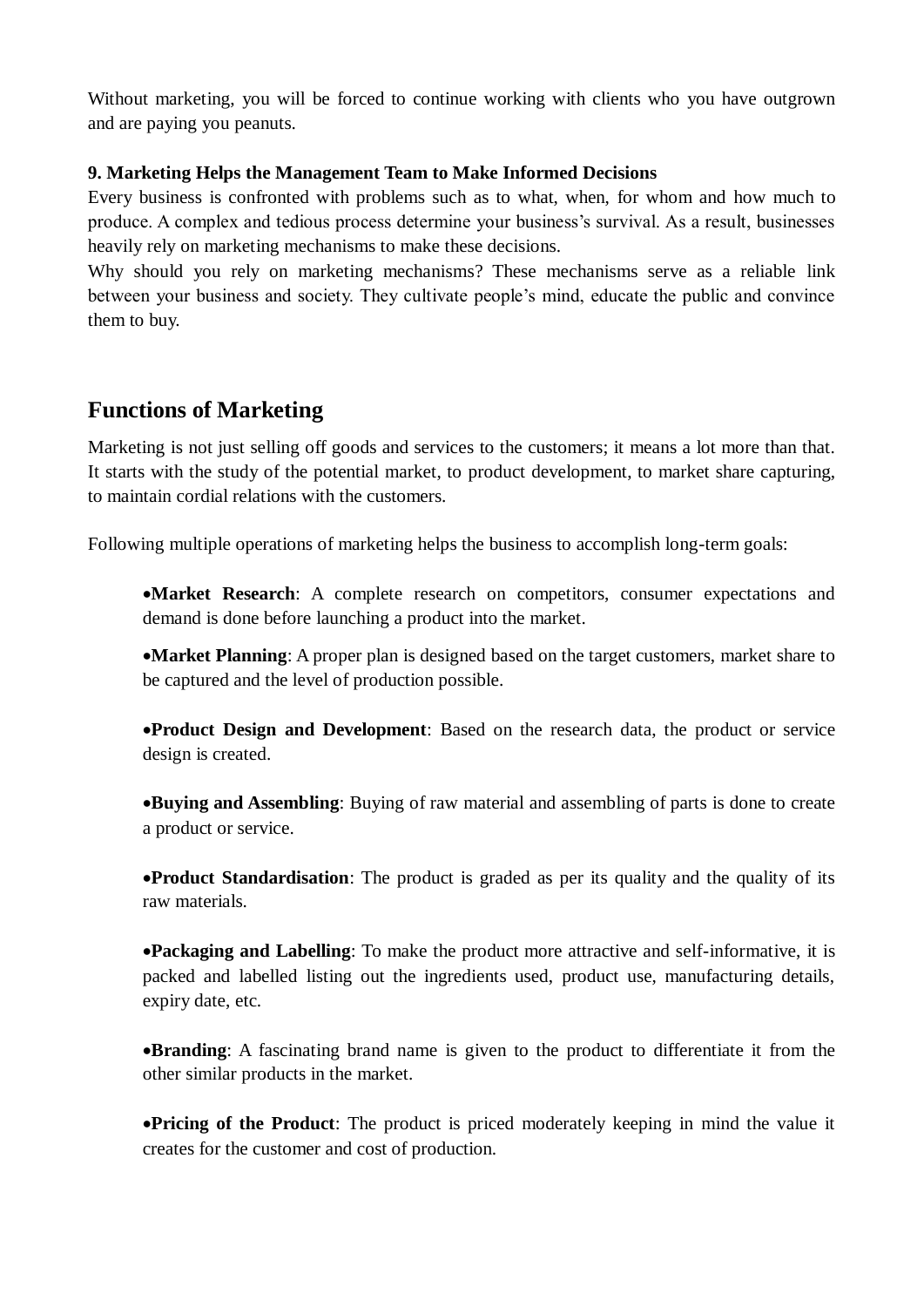Without marketing, you will be forced to continue working with clients who you have outgrown and are paying you peanuts.

**9. Marketing Helps the Management Team to Make Informed Decisions**

Every business is confronted with problems such as to what, when, for whom and how much to produce. A complex and tedious process determine your business's survival. As a result, businesses heavily rely on marketing mechanisms to make these decisions.

Why should you rely on marketing mechanisms? These mechanisms serve as a reliable link between your business and society. They cultivate people's mind, educate the public and convince them to buy.

## Functions of Marketing

Marketing is not just selling off goods and services to the customers; it means a lot more than that. It starts with the study of the potential market, to product development, to market share capturing, to maintain cordial relations with the customers.

Following multiple operations of marketing helps the business to accomplish long-term goals:

- **Market Research**: A complete research on competitors, consumer expectations and demand is done before launching a product into the market.
- **Market Planning**: A proper plan is designed based on the target customers, market share to be captured and the level of production possible.
- **Product Design and Development**: Based on the research data, the product or service design is created.
- **Buying and Assembling**: Buying of raw material and assembling of parts is done to create a product or service.
- **Product Standardisation**: The product is graded as per its quality and the quality of its raw materials.
- **Packaging and Labelling**: To make the product more attractive and self-informative, it is packed and labelled listing out the ingredients used, product use, manufacturing details, expiry date, etc.
- **Branding**: A fascinating brand name is given to the product to differentiate it from the other similar products in the market.
- **Pricing of the Product**: The product is priced moderately keeping in mind the value it creates for the customer and cost of production.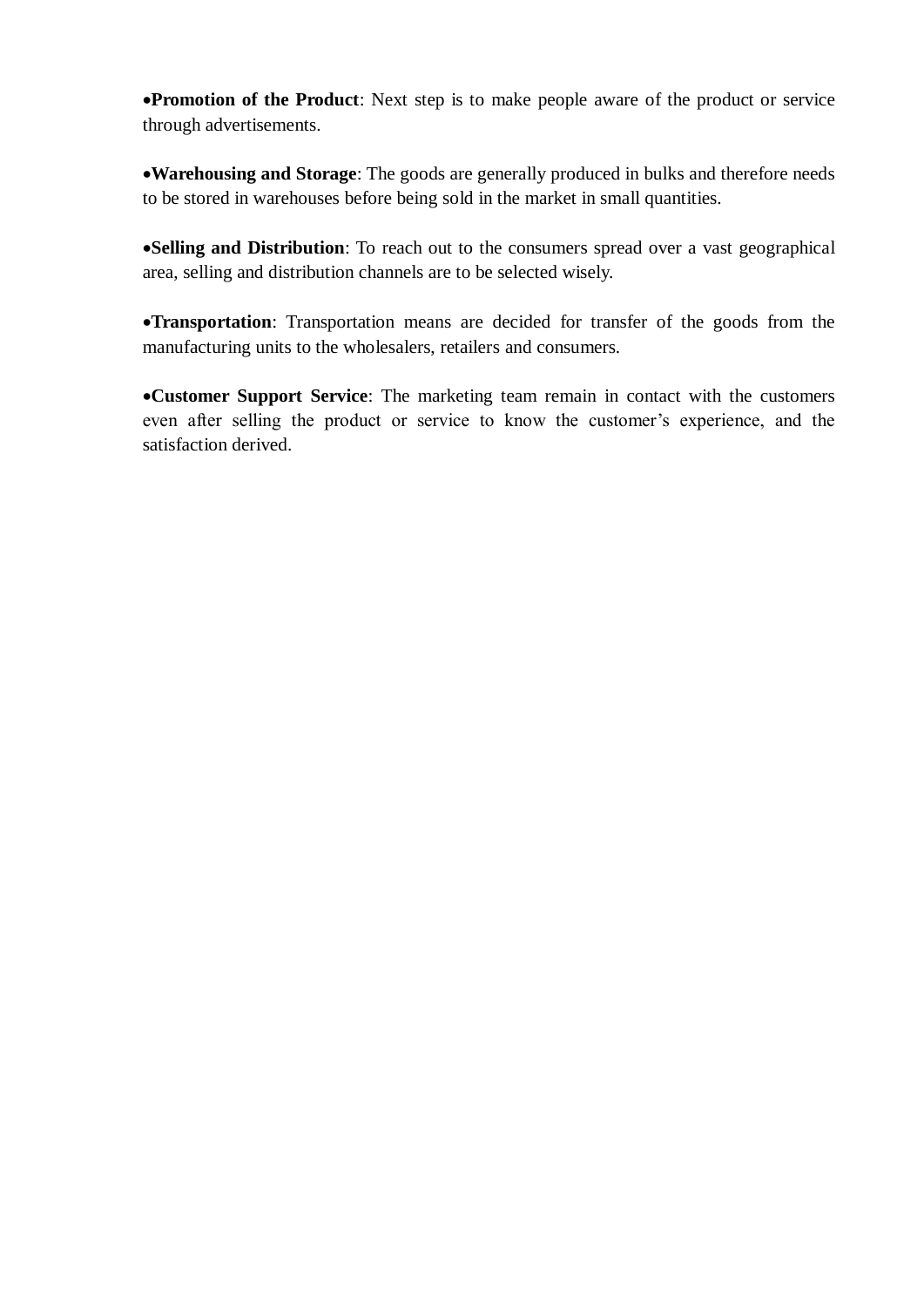- **Promotion of the Product**: Next step is to make people aware of the product or service through advertisements.

- **Warehousing and Storage**: The goods are generally produced in bulks and therefore needs to be stored in warehouses before being sold in the market in small quantities.

- **Selling and Distribution**: To reach out to the consumers spread over a vast geographical area, selling and distribution channels are to be selected wisely.

- **Transportation**: Transportation means are decided for transfer of the goods from the manufacturing units to the wholesalers, retailers and consumers.

- **Customer Support Service**: The marketing team remain in contact with the customers even after selling the product or service to know the customer's experience, and the satisfaction derived.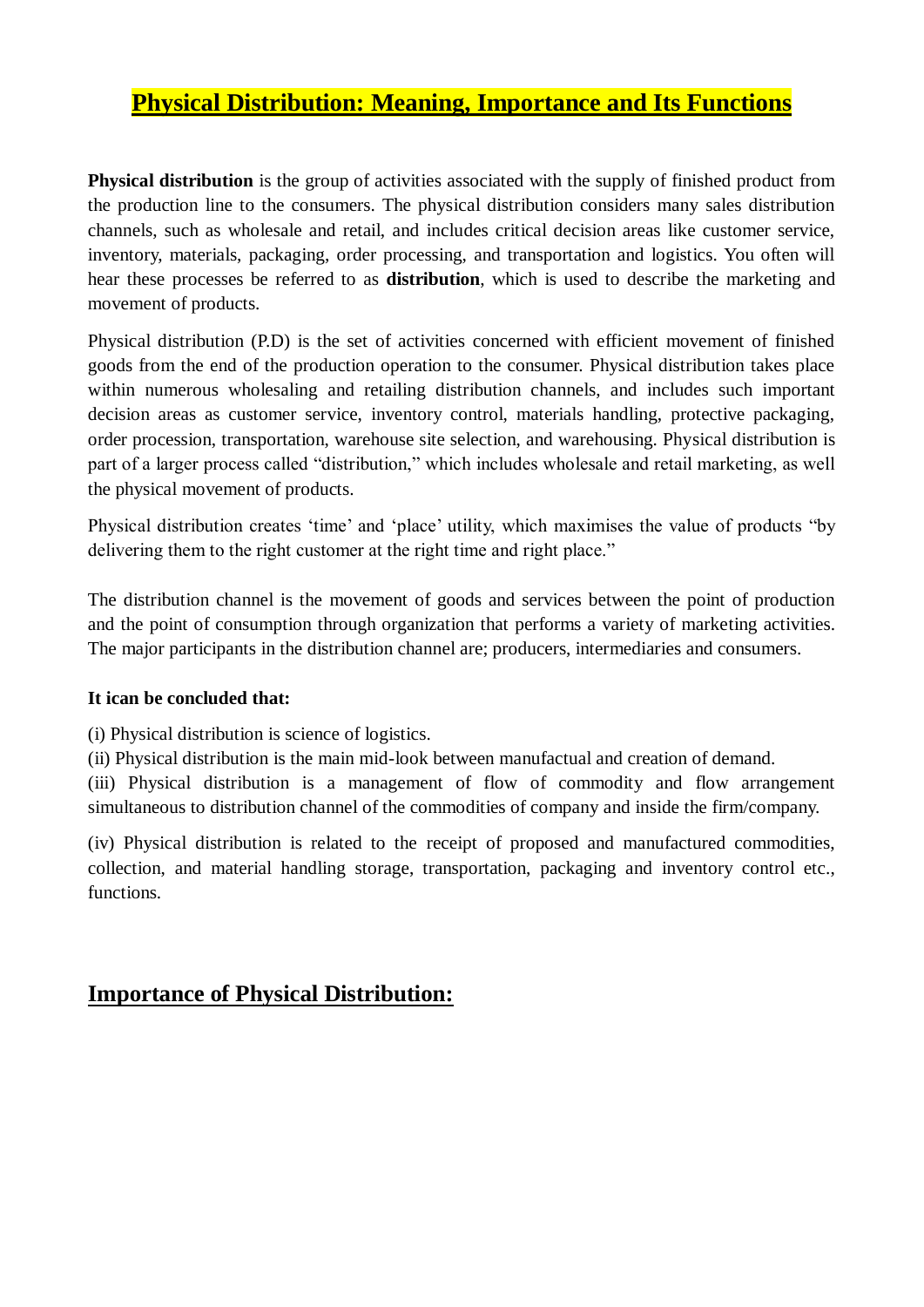# Physical Distribution: Meaning, Importance and Its Functions

**Physical distribution** is the group of activities associated with the supply of finished product from the production line to the consumers. The physical distribution considers many sales distribution channels, such as wholesale and retail, and includes critical decision areas like customer service, inventory, materials, packaging, order processing, and transportation and logistics. You often will hear these processes be referred to as **distribution**, which is used to describe the marketing and movement of products.

Physical distribution (P.D) is the set of activities concerned with efficient movement of finished goods from the end of the production operation to the consumer. Physical distribution takes place within numerous wholesaling and retailing distribution channels, and includes such important decision areas as customer service, inventory control, materials handling, protective packaging, order procession, transportation, warehouse site selection, and warehousing. Physical distribution is part of a larger process called "distribution," which includes wholesale and retail marketing, as well the physical movement of products.

Physical distribution creates 'time' and 'place' utility, which maximises the value of products "by delivering them to the right customer at the right time and right place."

The distribution channel is the movement of goods and services between the point of production and the point of consumption through organization that performs a variety of marketing activities. The major participants in the distribution channel are; producers, intermediaries and consumers.

**It ican be concluded that:**

(i) Physical distribution is science of logistics.
(ii) Physical distribution is the main mid-look between manufactual and creation of demand.
(iii) Physical distribution is a management of flow of commodity and flow arrangement simultaneous to distribution channel of the commodities of company and inside the firm/company.

(iv) Physical distribution is related to the receipt of proposed and manufactured commodities, collection, and material handling storage, transportation, packaging and inventory control etc., functions.

## Importance of Physical Distribution: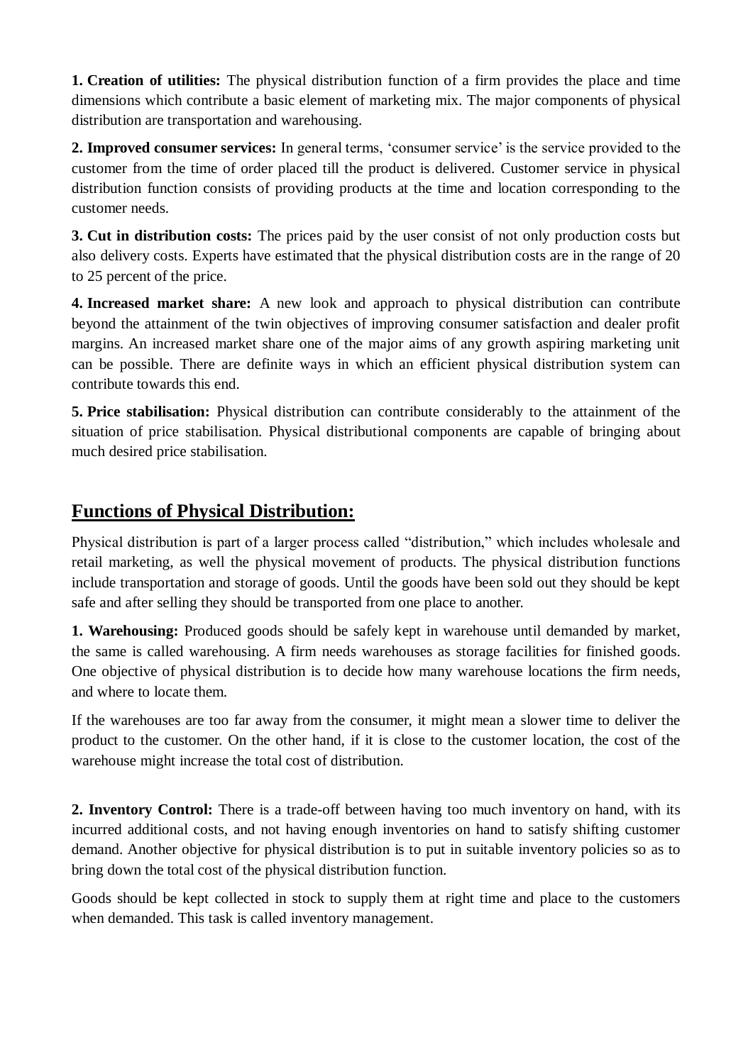**1. Creation of utilities:** The physical distribution function of a firm provides the place and time dimensions which contribute a basic element of marketing mix. The major components of physical distribution are transportation and warehousing.

**2. Improved consumer services:** In general terms, 'consumer service' is the service provided to the customer from the time of order placed till the product is delivered. Customer service in physical distribution function consists of providing products at the time and location corresponding to the customer needs.

**3. Cut in distribution costs:** The prices paid by the user consist of not only production costs but also delivery costs. Experts have estimated that the physical distribution costs are in the range of 20 to 25 percent of the price.

**4. Increased market share:** A new look and approach to physical distribution can contribute beyond the attainment of the twin objectives of improving consumer satisfaction and dealer profit margins. An increased market share one of the major aims of any growth aspiring marketing unit can be possible. There are definite ways in which an efficient physical distribution system can contribute towards this end.

**5. Price stabilisation:** Physical distribution can contribute considerably to the attainment of the situation of price stabilisation. Physical distributional components are capable of bringing about much desired price stabilisation.

## Functions of Physical Distribution:

Physical distribution is part of a larger process called "distribution," which includes wholesale and retail marketing, as well the physical movement of products. The physical distribution functions include transportation and storage of goods. Until the goods have been sold out they should be kept safe and after selling they should be transported from one place to another.

**1. Warehousing:** Produced goods should be safely kept in warehouse until demanded by market, the same is called warehousing. A firm needs warehouses as storage facilities for finished goods. One objective of physical distribution is to decide how many warehouse locations the firm needs, and where to locate them.

If the warehouses are too far away from the consumer, it might mean a slower time to deliver the product to the customer. On the other hand, if it is close to the customer location, the cost of the warehouse might increase the total cost of distribution.

**2. Inventory Control:** There is a trade-off between having too much inventory on hand, with its incurred additional costs, and not having enough inventories on hand to satisfy shifting customer demand. Another objective for physical distribution is to put in suitable inventory policies so as to bring down the total cost of the physical distribution function.

Goods should be kept collected in stock to supply them at right time and place to the customers when demanded. This task is called inventory management.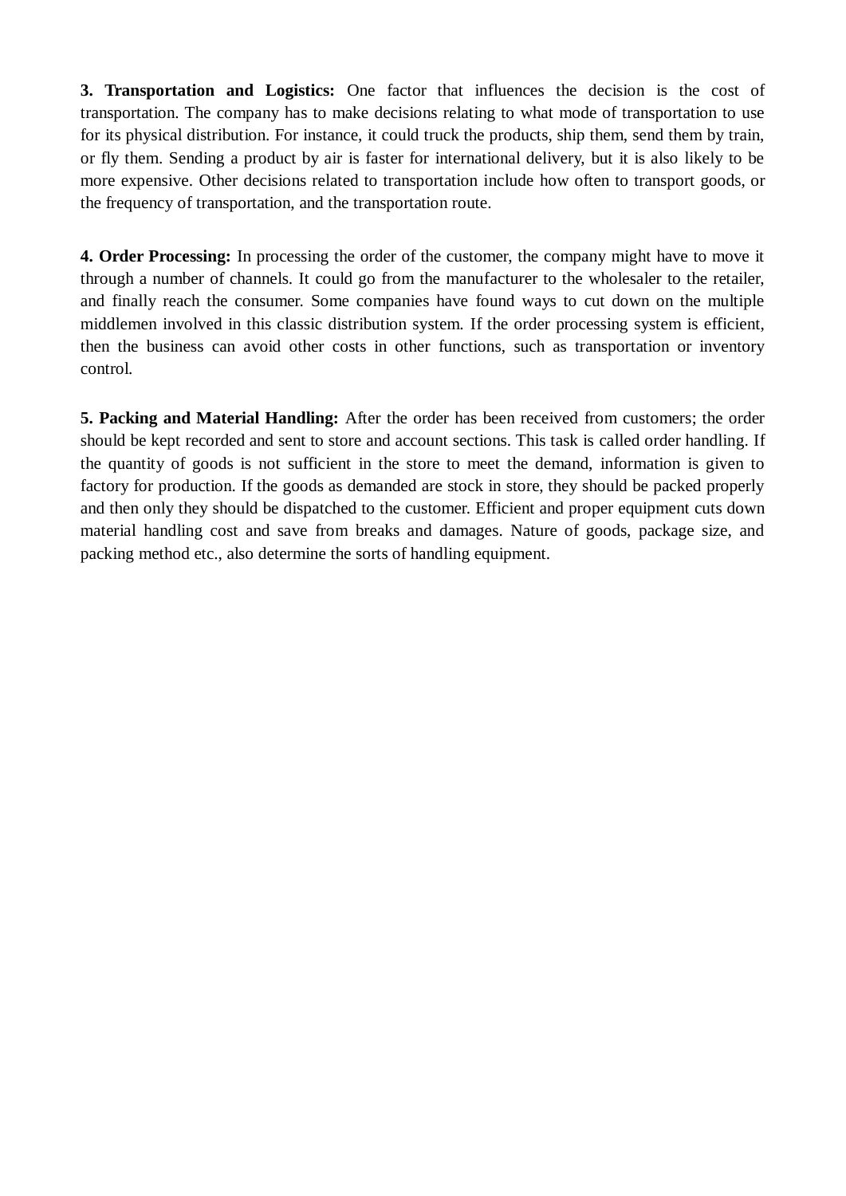**3. Transportation and Logistics:** One factor that influences the decision is the cost of transportation. The company has to make decisions relating to what mode of transportation to use for its physical distribution. For instance, it could truck the products, ship them, send them by train, or fly them. Sending a product by air is faster for international delivery, but it is also likely to be more expensive. Other decisions related to transportation include how often to transport goods, or the frequency of transportation, and the transportation route.

**4. Order Processing:** In processing the order of the customer, the company might have to move it through a number of channels. It could go from the manufacturer to the wholesaler to the retailer, and finally reach the consumer. Some companies have found ways to cut down on the multiple middlemen involved in this classic distribution system. If the order processing system is efficient, then the business can avoid other costs in other functions, such as transportation or inventory control.

**5. Packing and Material Handling:** After the order has been received from customers; the order should be kept recorded and sent to store and account sections. This task is called order handling. If the quantity of goods is not sufficient in the store to meet the demand, information is given to factory for production. If the goods as demanded are stock in store, they should be packed properly and then only they should be dispatched to the customer. Efficient and proper equipment cuts down material handling cost and save from breaks and damages. Nature of goods, package size, and packing method etc., also determine the sorts of handling equipment.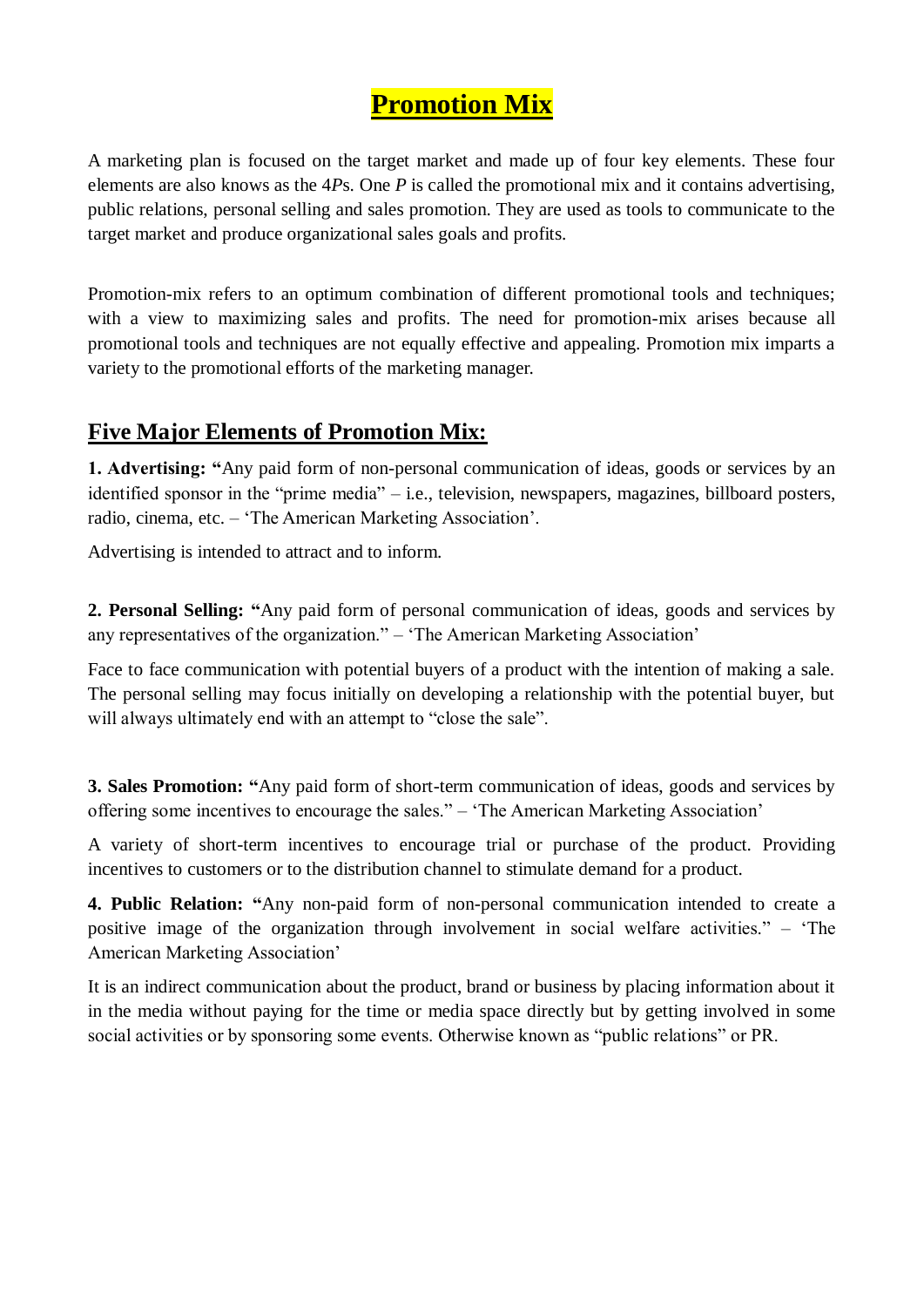# Promotion Mix

A marketing plan is focused on the target market and made up of four key elements. These four elements are also knows as the 4*P*s. One *P* is called the promotional mix and it contains advertising, public relations, personal selling and sales promotion. They are used as tools to communicate to the target market and produce organizational sales goals and profits.

Promotion-mix refers to an optimum combination of different promotional tools and techniques; with a view to maximizing sales and profits. The need for promotion-mix arises because all promotional tools and techniques are not equally effective and appealing. Promotion mix imparts a variety to the promotional efforts of the marketing manager.

## Five Major Elements of Promotion Mix:

**1. Advertising: "**Any paid form of non-personal communication of ideas, goods or services by an identified sponsor in the "prime media" – i.e., television, newspapers, magazines, billboard posters, radio, cinema, etc. – 'The American Marketing Association'.

Advertising is intended to attract and to inform.

**2. Personal Selling: "**Any paid form of personal communication of ideas, goods and services by any representatives of the organization." – 'The American Marketing Association'

Face to face communication with potential buyers of a product with the intention of making a sale. The personal selling may focus initially on developing a relationship with the potential buyer, but will always ultimately end with an attempt to "close the sale".

**3. Sales Promotion: "**Any paid form of short-term communication of ideas, goods and services by offering some incentives to encourage the sales." – 'The American Marketing Association'

A variety of short-term incentives to encourage trial or purchase of the product. Providing incentives to customers or to the distribution channel to stimulate demand for a product.

**4. Public Relation: "**Any non-paid form of non-personal communication intended to create a positive image of the organization through involvement in social welfare activities." – 'The American Marketing Association'

It is an indirect communication about the product, brand or business by placing information about it in the media without paying for the time or media space directly but by getting involved in some social activities or by sponsoring some events. Otherwise known as "public relations" or PR.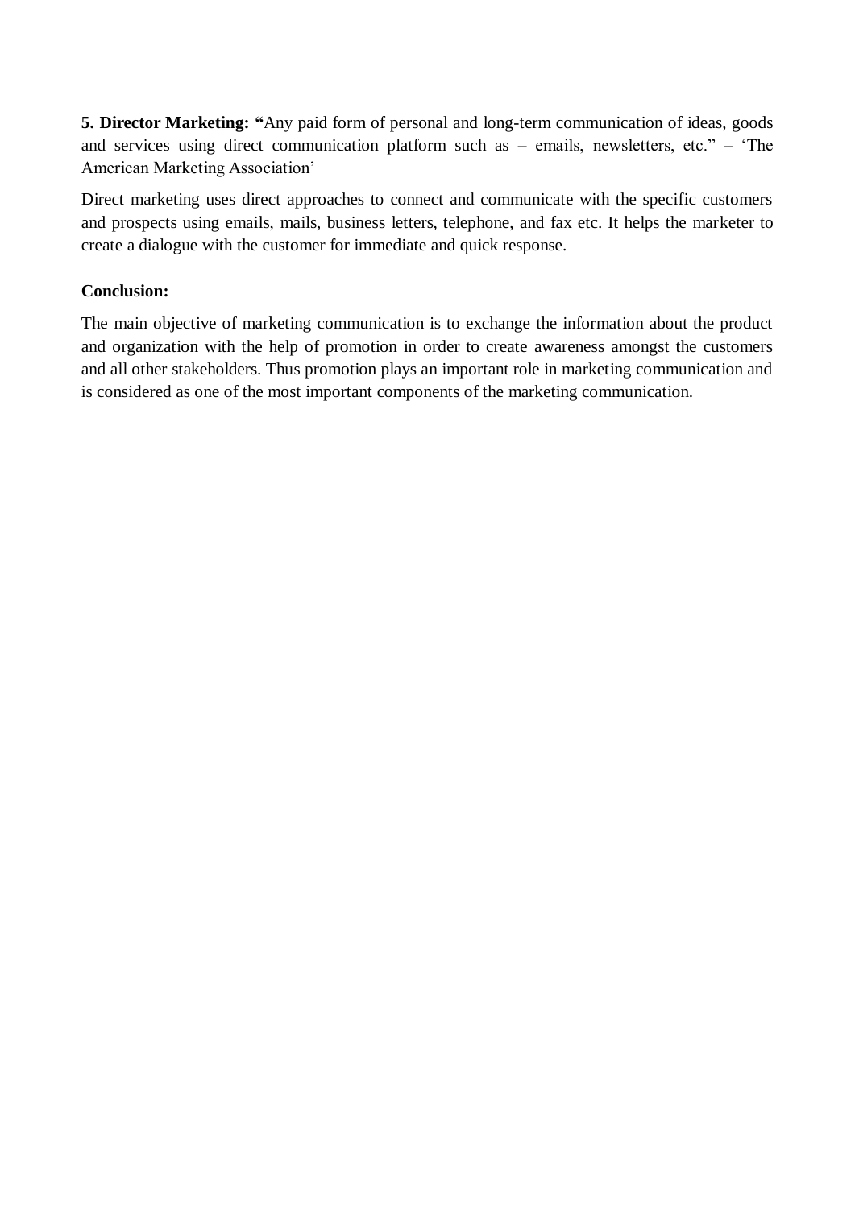**5. Director Marketing:** "Any paid form of personal and long-term communication of ideas, goods and services using direct communication platform such as – emails, newsletters, etc." – 'The American Marketing Association'

Direct marketing uses direct approaches to connect and communicate with the specific customers and prospects using emails, mails, business letters, telephone, and fax etc. It helps the marketer to create a dialogue with the customer for immediate and quick response.

**Conclusion:**

The main objective of marketing communication is to exchange the information about the product and organization with the help of promotion in order to create awareness amongst the customers and all other stakeholders. Thus promotion plays an important role in marketing communication and is considered as one of the most important components of the marketing communication.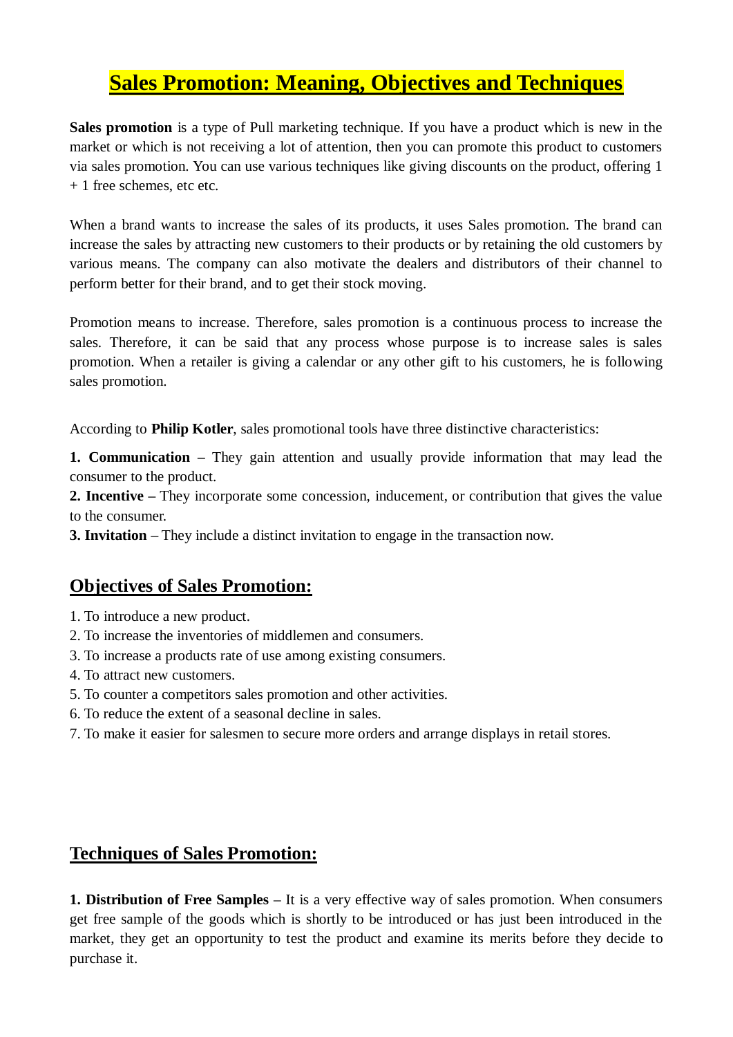# Sales Promotion: Meaning, Objectives and Techniques

**Sales promotion** is a type of Pull marketing technique. If you have a product which is new in the market or which is not receiving a lot of attention, then you can promote this product to customers via sales promotion. You can use various techniques like giving discounts on the product, offering 1 + 1 free schemes, etc etc.

When a brand wants to increase the sales of its products, it uses Sales promotion. The brand can increase the sales by attracting new customers to their products or by retaining the old customers by various means. The company can also motivate the dealers and distributors of their channel to perform better for their brand, and to get their stock moving.

Promotion means to increase. Therefore, sales promotion is a continuous process to increase the sales. Therefore, it can be said that any process whose purpose is to increase sales is sales promotion. When a retailer is giving a calendar or any other gift to his customers, he is following sales promotion.

According to **Philip Kotler**, sales promotional tools have three distinctive characteristics:

**1. Communication** – They gain attention and usually provide information that may lead the consumer to the product.
**2. Incentive** – They incorporate some concession, inducement, or contribution that gives the value to the consumer.
**3. Invitation** – They include a distinct invitation to engage in the transaction now.

## Objectives of Sales Promotion:

1. To introduce a new product.
2. To increase the inventories of middlemen and consumers.
3. To increase a products rate of use among existing consumers.
4. To attract new customers.
5. To counter a competitors sales promotion and other activities.
6. To reduce the extent of a seasonal decline in sales.
7. To make it easier for salesmen to secure more orders and arrange displays in retail stores.

## Techniques of Sales Promotion:

**1. Distribution of Free Samples** – It is a very effective way of sales promotion. When consumers get free sample of the goods which is shortly to be introduced or has just been introduced in the market, they get an opportunity to test the product and examine its merits before they decide to purchase it.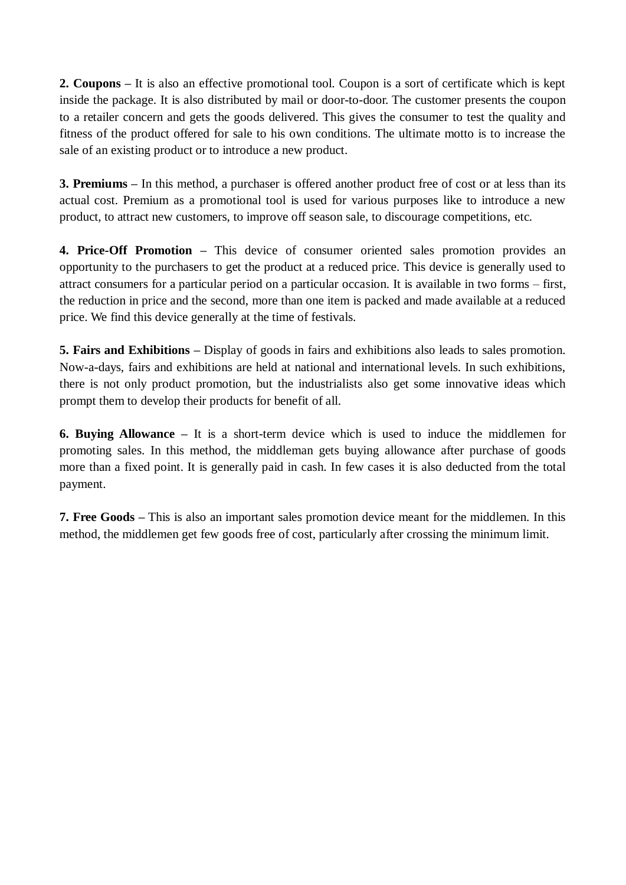**2. Coupons –** It is also an effective promotional tool. Coupon is a sort of certificate which is kept inside the package. It is also distributed by mail or door-to-door. The customer presents the coupon to a retailer concern and gets the goods delivered. This gives the consumer to test the quality and fitness of the product offered for sale to his own conditions. The ultimate motto is to increase the sale of an existing product or to introduce a new product.

**3. Premiums –** In this method, a purchaser is offered another product free of cost or at less than its actual cost. Premium as a promotional tool is used for various purposes like to introduce a new product, to attract new customers, to improve off season sale, to discourage competitions, etc.

**4. Price-Off Promotion –** This device of consumer oriented sales promotion provides an opportunity to the purchasers to get the product at a reduced price. This device is generally used to attract consumers for a particular period on a particular occasion. It is available in two forms – first, the reduction in price and the second, more than one item is packed and made available at a reduced price. We find this device generally at the time of festivals.

**5. Fairs and Exhibitions –** Display of goods in fairs and exhibitions also leads to sales promotion. Now-a-days, fairs and exhibitions are held at national and international levels. In such exhibitions, there is not only product promotion, but the industrialists also get some innovative ideas which prompt them to develop their products for benefit of all.

**6. Buying Allowance –** It is a short-term device which is used to induce the middlemen for promoting sales. In this method, the middleman gets buying allowance after purchase of goods more than a fixed point. It is generally paid in cash. In few cases it is also deducted from the total payment.

**7. Free Goods –** This is also an important sales promotion device meant for the middlemen. In this method, the middlemen get few goods free of cost, particularly after crossing the minimum limit.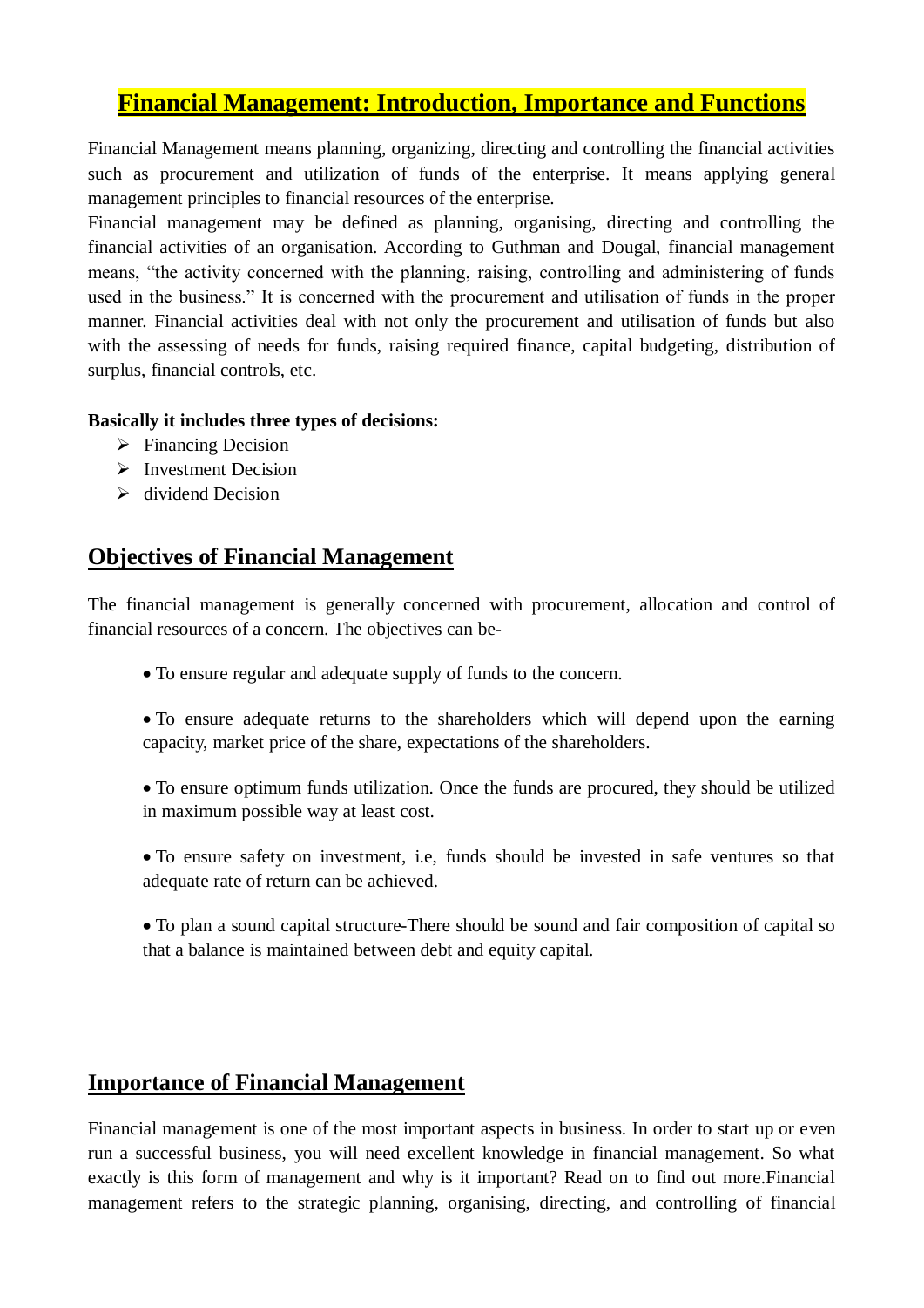# Financial Management: Introduction, Importance and Functions

Financial Management means planning, organizing, directing and controlling the financial activities such as procurement and utilization of funds of the enterprise. It means applying general management principles to financial resources of the enterprise.
Financial management may be defined as planning, organising, directing and controlling the financial activities of an organisation. According to Guthman and Dougal, financial management means, "the activity concerned with the planning, raising, controlling and administering of funds used in the business." It is concerned with the procurement and utilisation of funds in the proper manner. Financial activities deal with not only the procurement and utilisation of funds but also with the assessing of needs for funds, raising required finance, capital budgeting, distribution of surplus, financial controls, etc.

**Basically it includes three types of decisions:**

- Financing Decision
- Investment Decision
- dividend Decision

## Objectives of Financial Management

The financial management is generally concerned with procurement, allocation and control of financial resources of a concern. The objectives can be-

- To ensure regular and adequate supply of funds to the concern.
- To ensure adequate returns to the shareholders which will depend upon the earning capacity, market price of the share, expectations of the shareholders.
- To ensure optimum funds utilization. Once the funds are procured, they should be utilized in maximum possible way at least cost.
- To ensure safety on investment, i.e, funds should be invested in safe ventures so that adequate rate of return can be achieved.
- To plan a sound capital structure-There should be sound and fair composition of capital so that a balance is maintained between debt and equity capital.

## Importance of Financial Management

Financial management is one of the most important aspects in business. In order to start up or even run a successful business, you will need excellent knowledge in financial management. So what exactly is this form of management and why is it important? Read on to find out more.Financial management refers to the strategic planning, organising, directing, and controlling of financial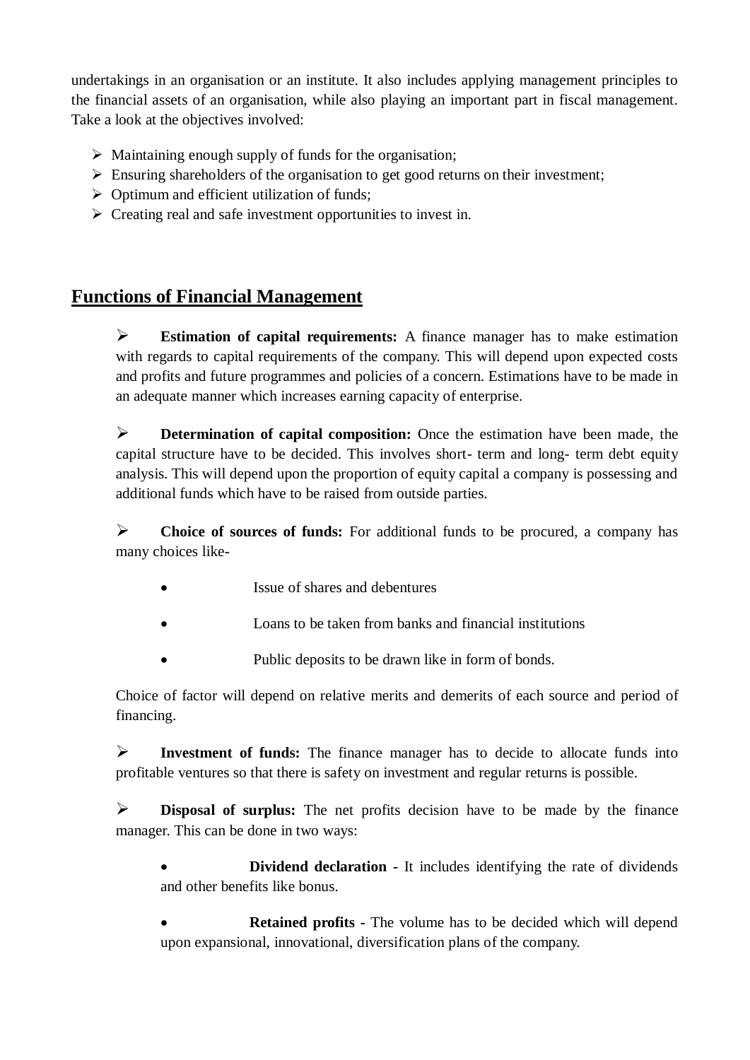undertakings in an organisation or an institute. It also includes applying management principles to the financial assets of an organisation, while also playing an important part in fiscal management. Take a look at the objectives involved:

- Maintaining enough supply of funds for the organisation;
- Ensuring shareholders of the organisation to get good returns on their investment;
- Optimum and efficient utilization of funds;
- Creating real and safe investment opportunities to invest in.

## Functions of Financial Management

- **Estimation of capital requirements:** A finance manager has to make estimation with regards to capital requirements of the company. This will depend upon expected costs and profits and future programmes and policies of a concern. Estimations have to be made in an adequate manner which increases earning capacity of enterprise.

- **Determination of capital composition:** Once the estimation have been made, the capital structure have to be decided. This involves short- term and long- term debt equity analysis. This will depend upon the proportion of equity capital a company is possessing and additional funds which have to be raised from outside parties.

- **Choice of sources of funds:** For additional funds to be procured, a company has many choices like-

  - Issue of shares and debentures
  - Loans to be taken from banks and financial institutions
  - Public deposits to be drawn like in form of bonds.

  Choice of factor will depend on relative merits and demerits of each source and period of financing.

- **Investment of funds:** The finance manager has to decide to allocate funds into profitable ventures so that there is safety on investment and regular returns is possible.

- **Disposal of surplus:** The net profits decision have to be made by the finance manager. This can be done in two ways:

  - **Dividend declaration -** It includes identifying the rate of dividends and other benefits like bonus.
  - **Retained profits -** The volume has to be decided which will depend upon expansional, innovational, diversification plans of the company.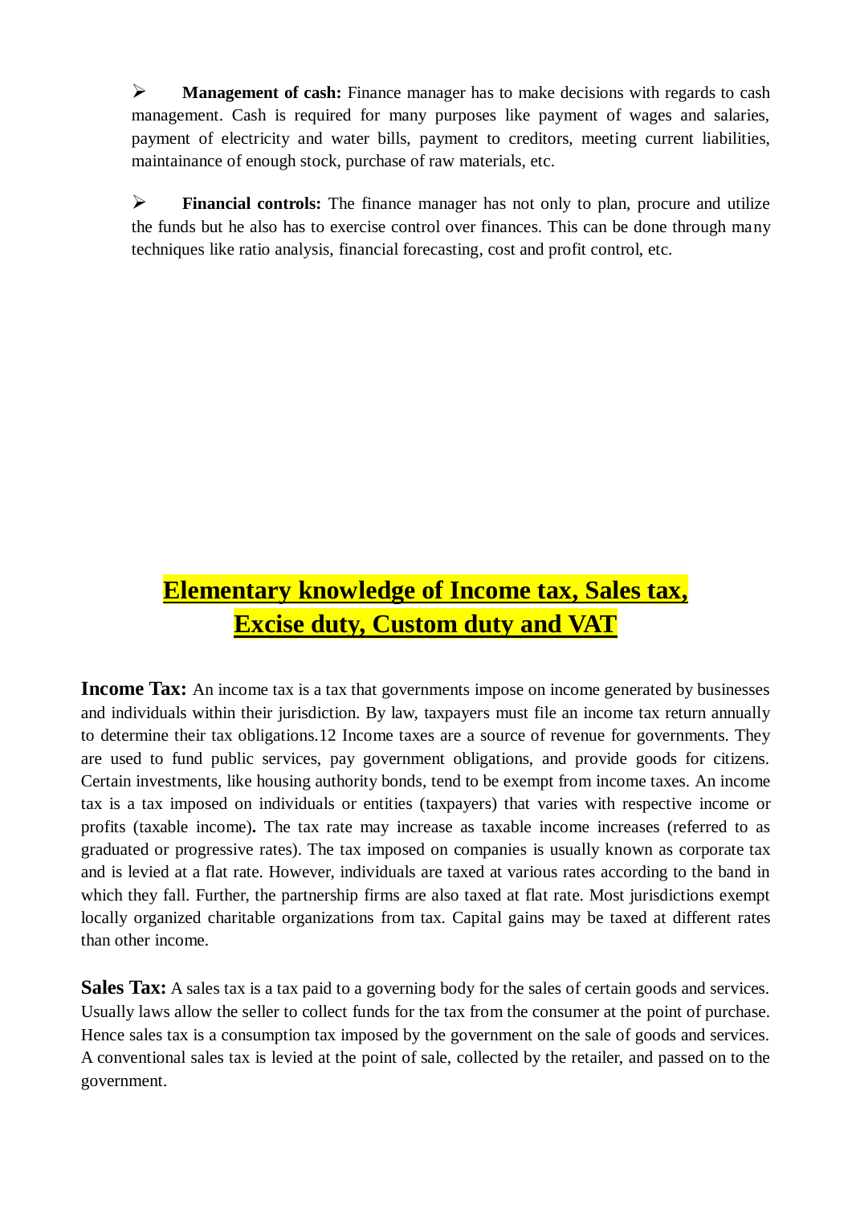- **Management of cash:** Finance manager has to make decisions with regards to cash management. Cash is required for many purposes like payment of wages and salaries, payment of electricity and water bills, payment to creditors, meeting current liabilities, maintainance of enough stock, purchase of raw materials, etc.

- **Financial controls:** The finance manager has not only to plan, procure and utilize the funds but he also has to exercise control over finances. This can be done through many techniques like ratio analysis, financial forecasting, cost and profit control, etc.

# Elementary knowledge of Income tax, Sales tax, Excise duty, Custom duty and VAT

**Income Tax:** An income tax is a tax that governments impose on income generated by businesses and individuals within their jurisdiction. By law, taxpayers must file an income tax return annually to determine their tax obligations.12 Income taxes are a source of revenue for governments. They are used to fund public services, pay government obligations, and provide goods for citizens. Certain investments, like housing authority bonds, tend to be exempt from income taxes. An income tax is a tax imposed on individuals or entities (taxpayers) that varies with respective income or profits (taxable income)**.** The tax rate may increase as taxable income increases (referred to as graduated or progressive rates). The tax imposed on companies is usually known as corporate tax and is levied at a flat rate. However, individuals are taxed at various rates according to the band in which they fall. Further, the partnership firms are also taxed at flat rate. Most jurisdictions exempt locally organized charitable organizations from tax. Capital gains may be taxed at different rates than other income.

**Sales Tax:** A sales tax is a tax paid to a governing body for the sales of certain goods and services. Usually laws allow the seller to collect funds for the tax from the consumer at the point of purchase. Hence sales tax is a consumption tax imposed by the government on the sale of goods and services. A conventional sales tax is levied at the point of sale, collected by the retailer, and passed on to the government.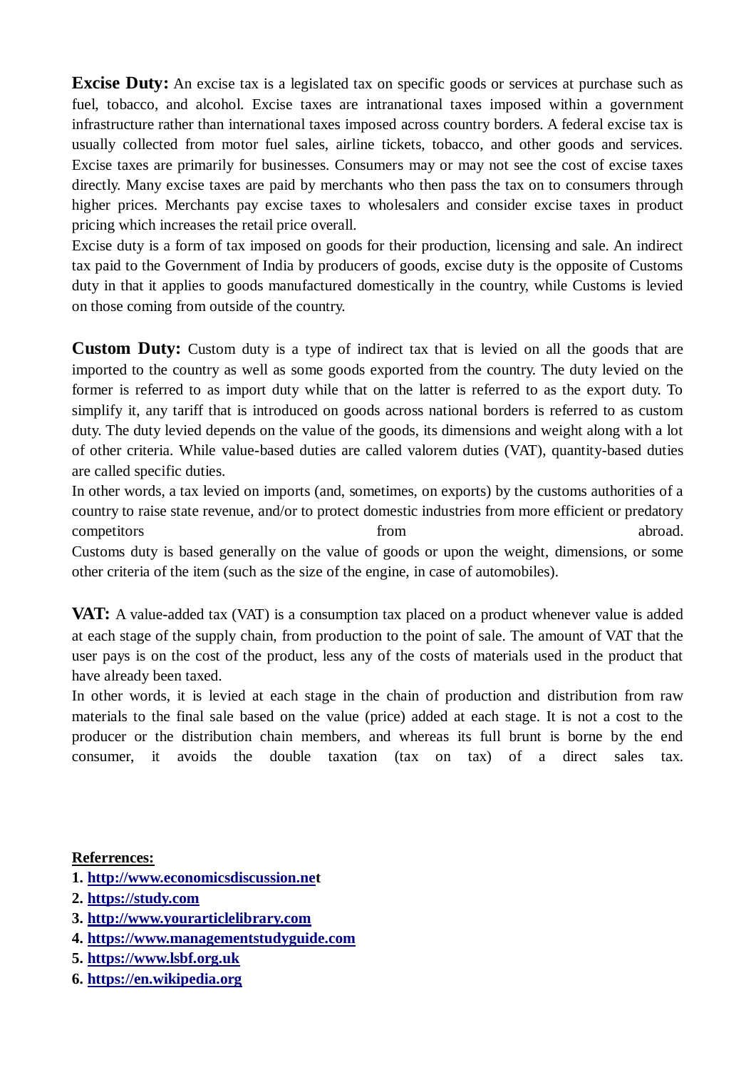**Excise Duty:** An excise tax is a legislated tax on specific goods or services at purchase such as fuel, tobacco, and alcohol. Excise taxes are intranational taxes imposed within a government infrastructure rather than international taxes imposed across country borders. A federal excise tax is usually collected from motor fuel sales, airline tickets, tobacco, and other goods and services. Excise taxes are primarily for businesses. Consumers may or may not see the cost of excise taxes directly. Many excise taxes are paid by merchants who then pass the tax on to consumers through higher prices. Merchants pay excise taxes to wholesalers and consider excise taxes in product pricing which increases the retail price overall.

Excise duty is a form of tax imposed on goods for their production, licensing and sale. An indirect tax paid to the Government of India by producers of goods, excise duty is the opposite of Customs duty in that it applies to goods manufactured domestically in the country, while Customs is levied on those coming from outside of the country.

**Custom Duty:** Custom duty is a type of indirect tax that is levied on all the goods that are imported to the country as well as some goods exported from the country. The duty levied on the former is referred to as import duty while that on the latter is referred to as the export duty. To simplify it, any tariff that is introduced on goods across national borders is referred to as custom duty. The duty levied depends on the value of the goods, its dimensions and weight along with a lot of other criteria. While value-based duties are called valorem duties (VAT), quantity-based duties are called specific duties.

In other words, a tax levied on imports (and, sometimes, on exports) by the customs authorities of a country to raise state revenue, and/or to protect domestic industries from more efficient or predatory competitors from abroad.

Customs duty is based generally on the value of goods or upon the weight, dimensions, or some other criteria of the item (such as the size of the engine, in case of automobiles).

**VAT:** A value-added tax (VAT) is a consumption tax placed on a product whenever value is added at each stage of the supply chain, from production to the point of sale. The amount of VAT that the user pays is on the cost of the product, less any of the costs of materials used in the product that have already been taxed.

In other words, it is levied at each stage in the chain of production and distribution from raw materials to the final sale based on the value (price) added at each stage. It is not a cost to the producer or the distribution chain members, and whereas its full brunt is borne by the end consumer, it avoids the double taxation (tax on tax) of a direct sales tax.

**Referrences:**

1. **http://www.economicsdiscussion.net**
2. **https://study.com**
3. **http://www.yourarticlelibrary.com**
4. **https://www.managementstudyguide.com**
5. **https://www.lsbf.org.uk**
6. **https://en.wikipedia.org**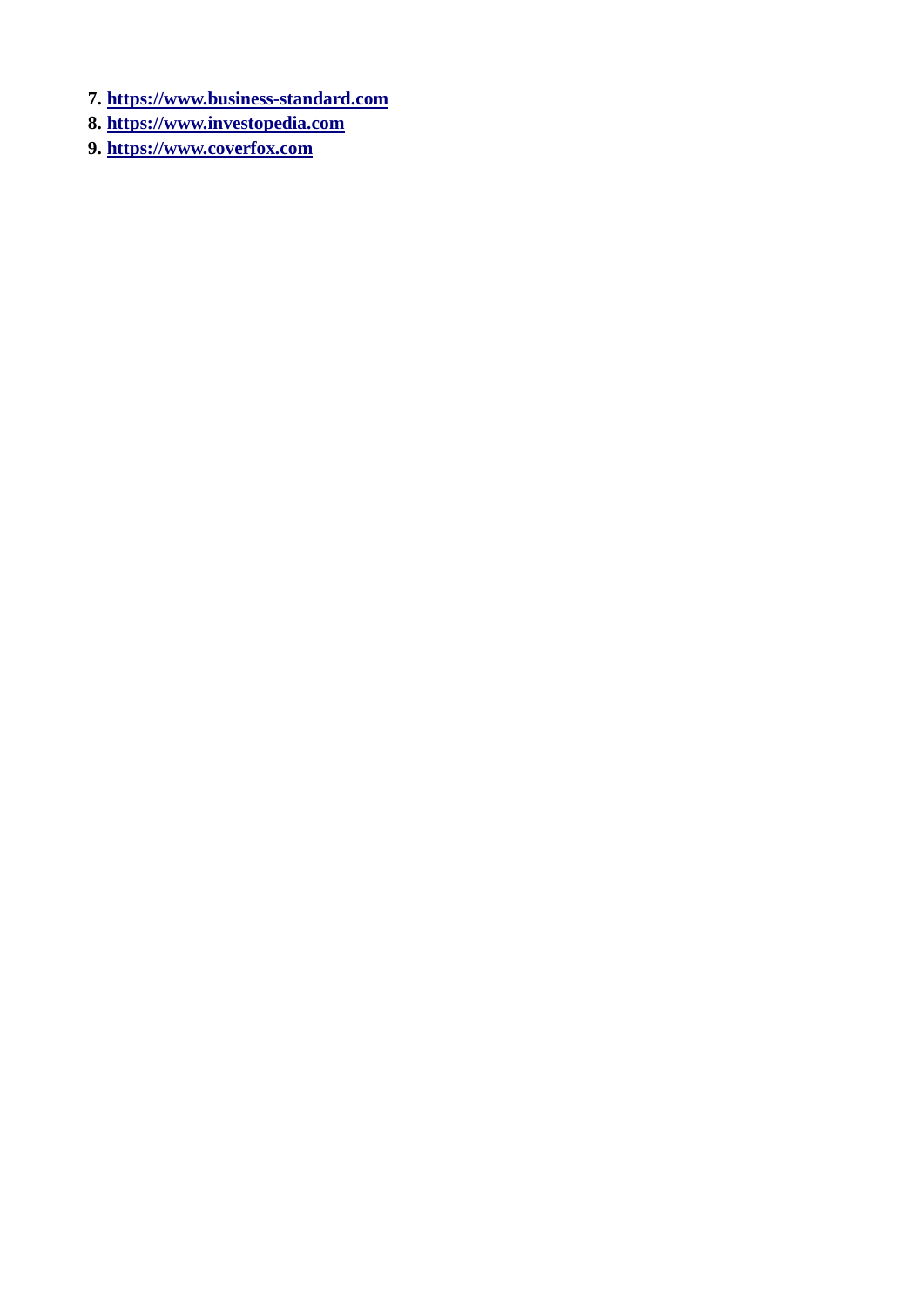7. **[https://www.business-standard.com](https://www.business-standard.com)**
8. **[https://www.investopedia.com](https://www.investopedia.com)**
9. **[https://www.coverfox.com](https://www.coverfox.com)**